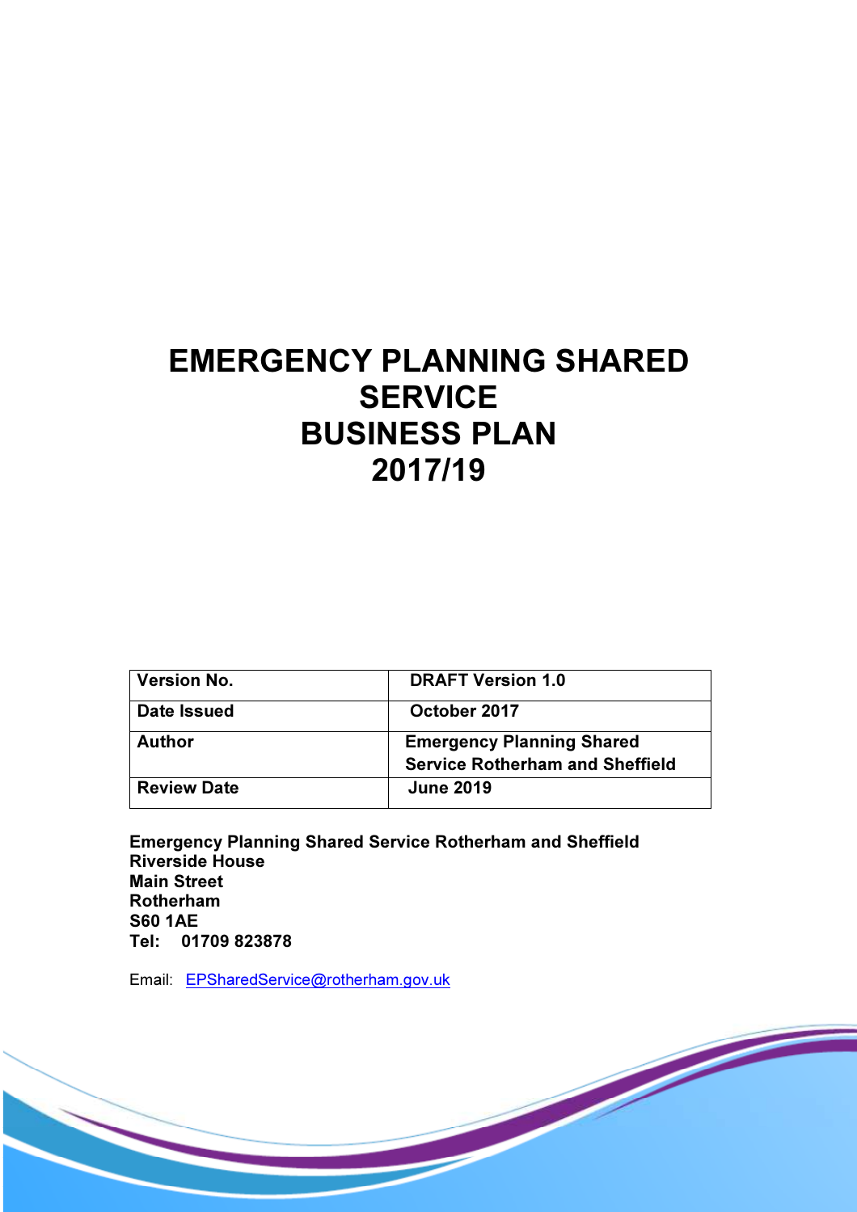# EMERGENCY PLANNING SHARED SERVICE BUSINESS PLAN 2017/19

| Version No. | DRAFT Version 1.0 |
|---|---|
| Date Issued | October 2017 |
| Author | Emergency Planning Shared Service Rotherham and Sheffield |
| Review Date | June 2019 |

**Emergency Planning Shared Service Rotherham and Sheffield**
**Riverside House**
**Main Street**
**Rotherham**
**S60 1AE**
**Tel: 01709 823878**

Email: EPSharedService@rotherham.gov.uk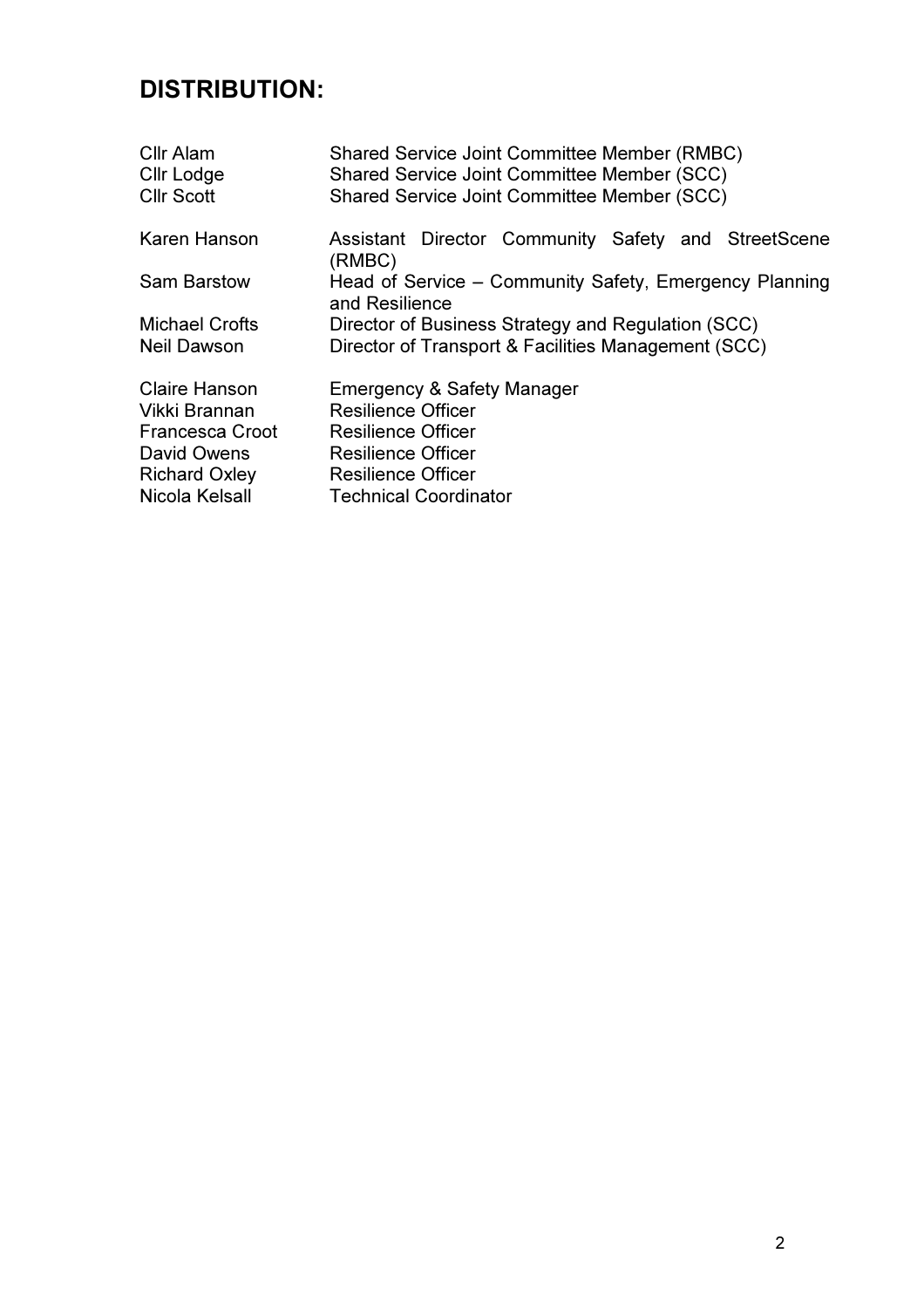# DISTRIBUTION:

| | |
|---|---|
| Cllr Alam | Shared Service Joint Committee Member (RMBC) |
| Cllr Lodge | Shared Service Joint Committee Member (SCC) |
| Cllr Scott | Shared Service Joint Committee Member (SCC) |
| | |
| Karen Hanson | Assistant Director Community Safety and StreetScene (RMBC) |
| Sam Barstow | Head of Service – Community Safety, Emergency Planning and Resilience |
| Michael Crofts | Director of Business Strategy and Regulation (SCC) |
| Neil Dawson | Director of Transport & Facilities Management (SCC) |
| | |
| Claire Hanson | Emergency & Safety Manager |
| Vikki Brannan | Resilience Officer |
| Francesca Croot | Resilience Officer |
| David Owens | Resilience Officer |
| Richard Oxley | Resilience Officer |
| Nicola Kelsall | Technical Coordinator |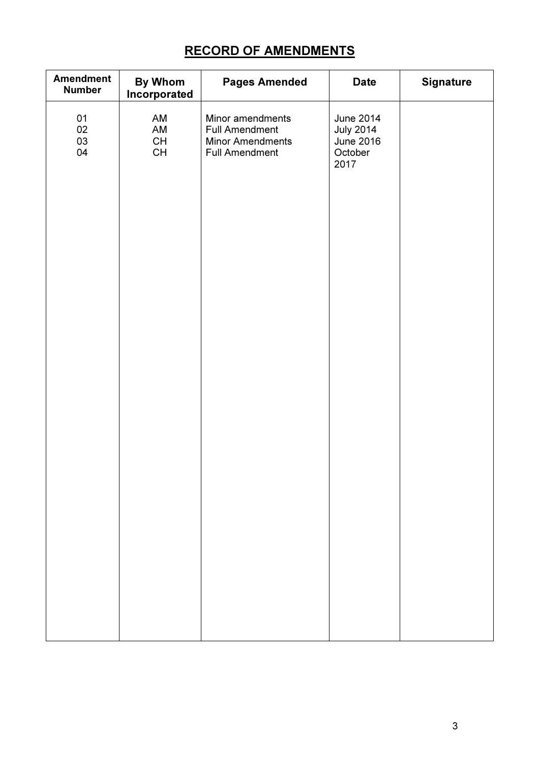# RECORD OF AMENDMENTS

| Amendment Number | By Whom Incorporated | Pages Amended | Date | Signature |
|---|---|---|---|---|
| 01 | AM | Minor amendments | June 2014 | |
| 02 | AM | Full Amendment | July 2014 | |
| 03 | CH | Minor Amendments | June 2016 | |
| 04 | CH | Full Amendment | October 2017 | |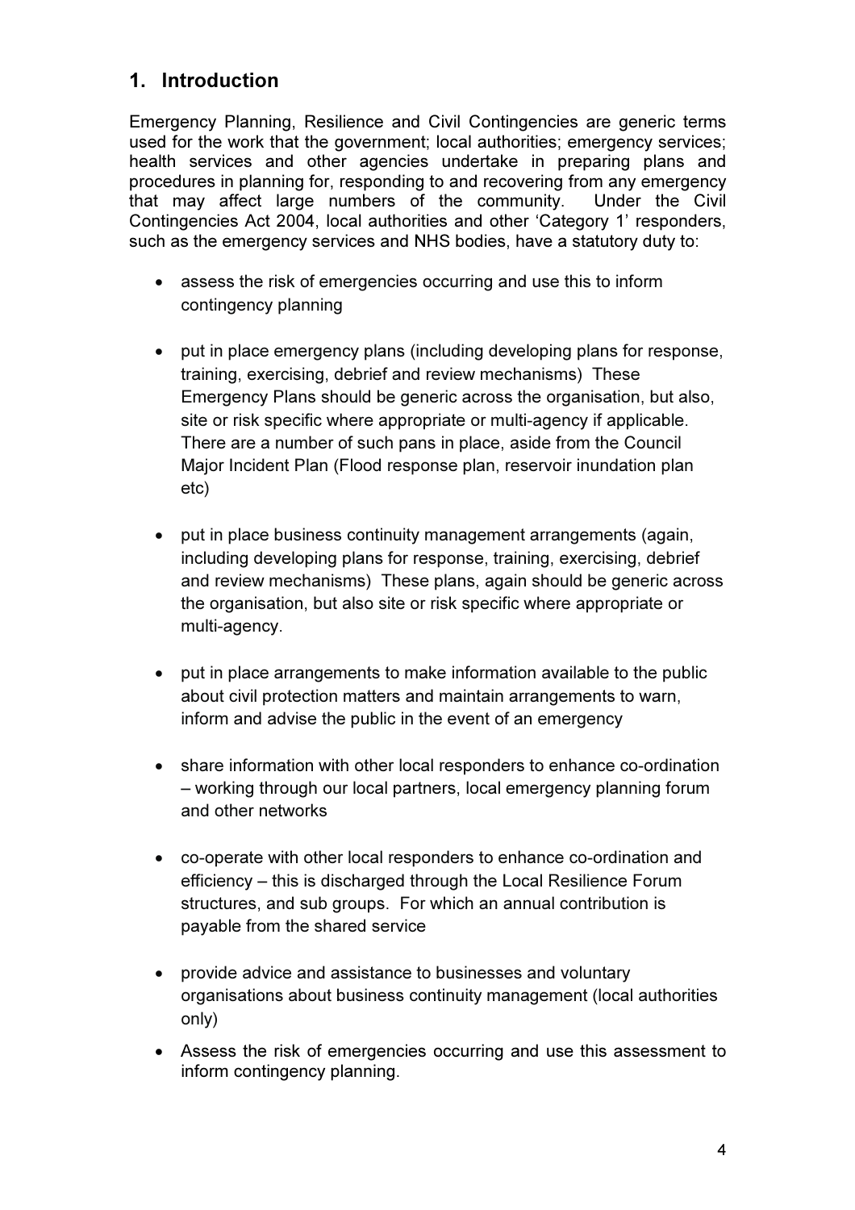## 1. Introduction

Emergency Planning, Resilience and Civil Contingencies are generic terms used for the work that the government; local authorities; emergency services; health services and other agencies undertake in preparing plans and procedures in planning for, responding to and recovering from any emergency that may affect large numbers of the community. Under the Civil Contingencies Act 2004, local authorities and other 'Category 1' responders, such as the emergency services and NHS bodies, have a statutory duty to:

- assess the risk of emergencies occurring and use this to inform contingency planning
- put in place emergency plans (including developing plans for response, training, exercising, debrief and review mechanisms) These Emergency Plans should be generic across the organisation, but also, site or risk specific where appropriate or multi-agency if applicable. There are a number of such pans in place, aside from the Council Major Incident Plan (Flood response plan, reservoir inundation plan etc)
- put in place business continuity management arrangements (again, including developing plans for response, training, exercising, debrief and review mechanisms) These plans, again should be generic across the organisation, but also site or risk specific where appropriate or multi-agency.
- put in place arrangements to make information available to the public about civil protection matters and maintain arrangements to warn, inform and advise the public in the event of an emergency
- share information with other local responders to enhance co-ordination – working through our local partners, local emergency planning forum and other networks
- co-operate with other local responders to enhance co-ordination and efficiency – this is discharged through the Local Resilience Forum structures, and sub groups. For which an annual contribution is payable from the shared service
- provide advice and assistance to businesses and voluntary organisations about business continuity management (local authorities only)
- Assess the risk of emergencies occurring and use this assessment to inform contingency planning.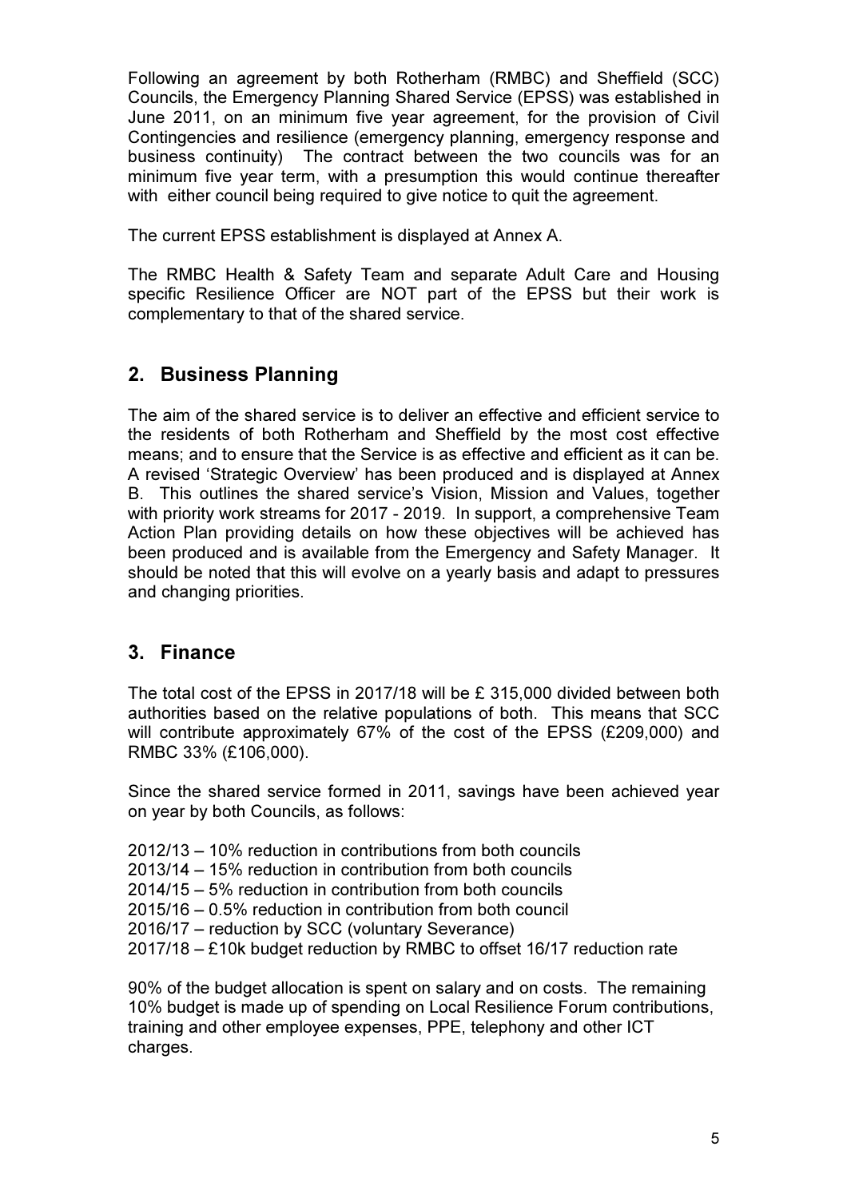Following an agreement by both Rotherham (RMBC) and Sheffield (SCC) Councils, the Emergency Planning Shared Service (EPSS) was established in June 2011, on an minimum five year agreement, for the provision of Civil Contingencies and resilience (emergency planning, emergency response and business continuity) The contract between the two councils was for an minimum five year term, with a presumption this would continue thereafter with either council being required to give notice to quit the agreement.

The current EPSS establishment is displayed at Annex A.

The RMBC Health & Safety Team and separate Adult Care and Housing specific Resilience Officer are NOT part of the EPSS but their work is complementary to that of the shared service.

## 2. Business Planning

The aim of the shared service is to deliver an effective and efficient service to the residents of both Rotherham and Sheffield by the most cost effective means; and to ensure that the Service is as effective and efficient as it can be. A revised 'Strategic Overview' has been produced and is displayed at Annex B. This outlines the shared service's Vision, Mission and Values, together with priority work streams for 2017 - 2019. In support, a comprehensive Team Action Plan providing details on how these objectives will be achieved has been produced and is available from the Emergency and Safety Manager. It should be noted that this will evolve on a yearly basis and adapt to pressures and changing priorities.

## 3. Finance

The total cost of the EPSS in 2017/18 will be £ 315,000 divided between both authorities based on the relative populations of both. This means that SCC will contribute approximately 67% of the cost of the EPSS (£209,000) and RMBC 33% (£106,000).

Since the shared service formed in 2011, savings have been achieved year on year by both Councils, as follows:

2012/13 – 10% reduction in contributions from both councils
2013/14 – 15% reduction in contribution from both councils
2014/15 – 5% reduction in contribution from both councils
2015/16 – 0.5% reduction in contribution from both council
2016/17 – reduction by SCC (voluntary Severance)
2017/18 – £10k budget reduction by RMBC to offset 16/17 reduction rate

90% of the budget allocation is spent on salary and on costs. The remaining 10% budget is made up of spending on Local Resilience Forum contributions, training and other employee expenses, PPE, telephony and other ICT charges.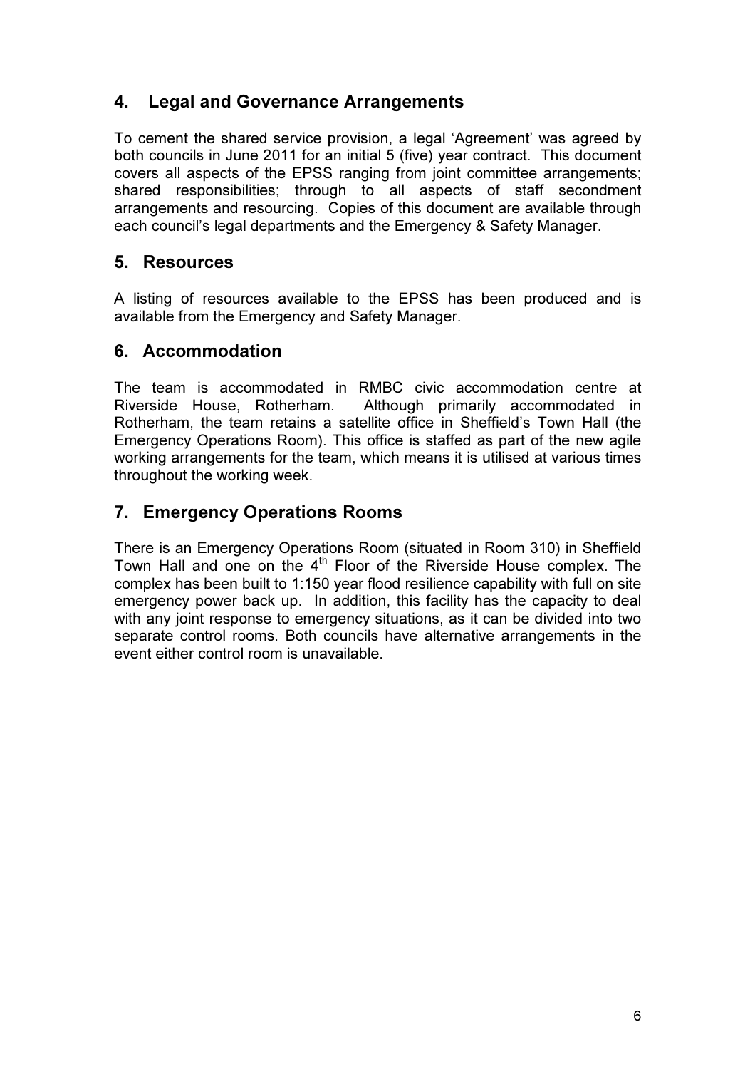## 4. Legal and Governance Arrangements

To cement the shared service provision, a legal 'Agreement' was agreed by both councils in June 2011 for an initial 5 (five) year contract. This document covers all aspects of the EPSS ranging from joint committee arrangements; shared responsibilities; through to all aspects of staff secondment arrangements and resourcing. Copies of this document are available through each council's legal departments and the Emergency & Safety Manager.

## 5. Resources

A listing of resources available to the EPSS has been produced and is available from the Emergency and Safety Manager.

## 6. Accommodation

The team is accommodated in RMBC civic accommodation centre at Riverside House, Rotherham. Although primarily accommodated in Rotherham, the team retains a satellite office in Sheffield's Town Hall (the Emergency Operations Room). This office is staffed as part of the new agile working arrangements for the team, which means it is utilised at various times throughout the working week.

## 7. Emergency Operations Rooms

There is an Emergency Operations Room (situated in Room 310) in Sheffield Town Hall and one on the 4th Floor of the Riverside House complex. The complex has been built to 1:150 year flood resilience capability with full on site emergency power back up. In addition, this facility has the capacity to deal with any joint response to emergency situations, as it can be divided into two separate control rooms. Both councils have alternative arrangements in the event either control room is unavailable.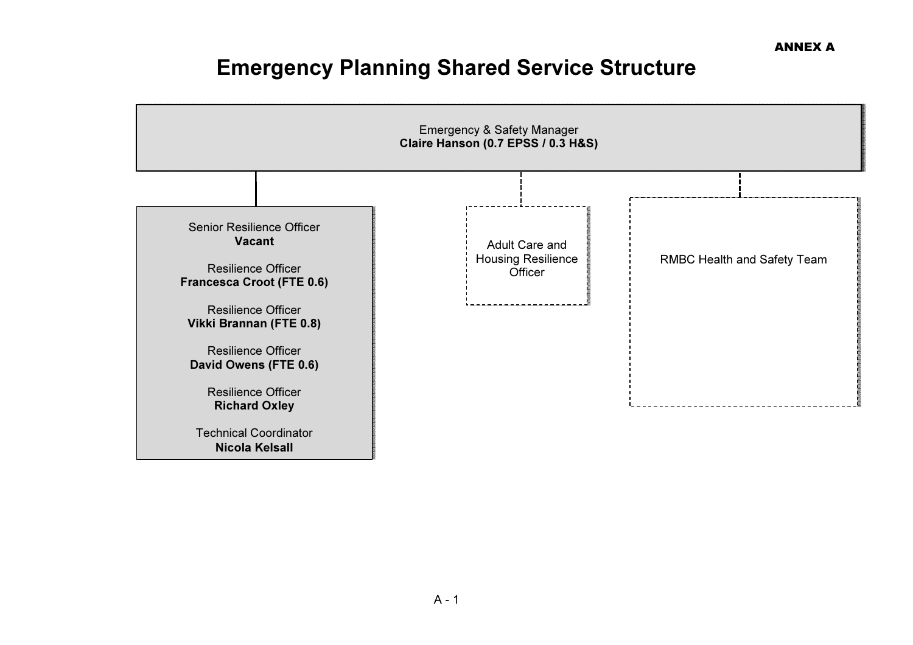ANNEX A

# Emergency Planning Shared Service Structure

Emergency & Safety Manager
**Claire Hanson (0.7 EPSS / 0.3 H&S)**

Senior Resilience Officer
**Vacant**

Resilience Officer
**Francesca Croot (FTE 0.6)**

Resilience Officer
**Vikki Brannan (FTE 0.8)**

Resilience Officer
**David Owens (FTE 0.6)**

Resilience Officer
**Richard Oxley**

Technical Coordinator
**Nicola Kelsall**

Adult Care and Housing Resilience Officer

RMBC Health and Safety Team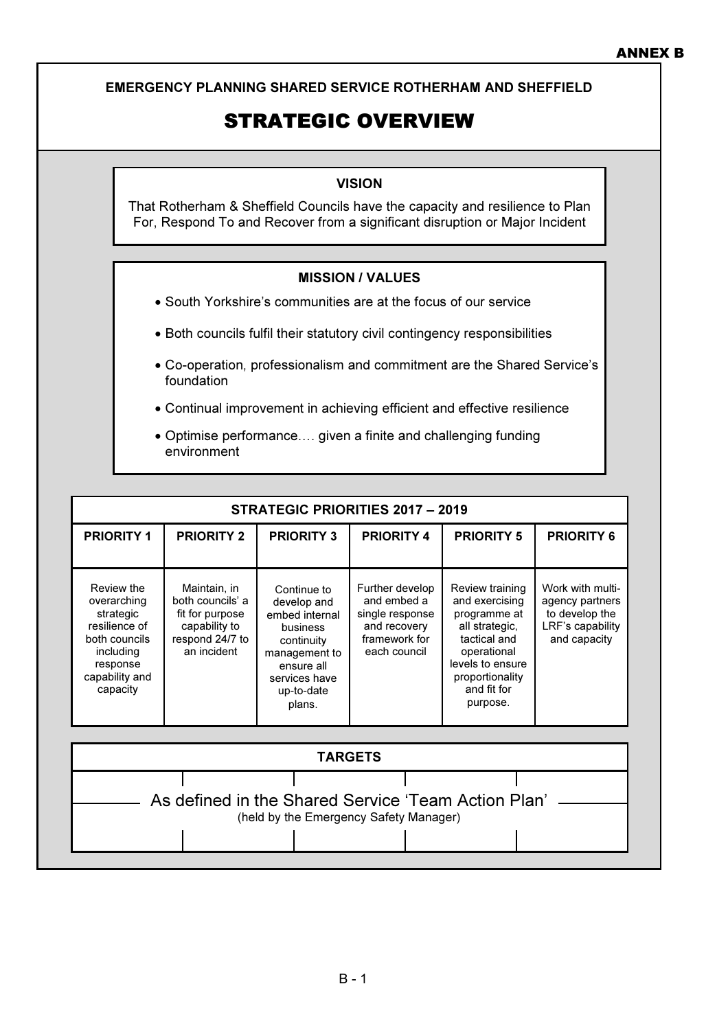ANNEX B

EMERGENCY PLANNING SHARED SERVICE ROTHERHAM AND SHEFFIELD

# STRATEGIC OVERVIEW

## VISION

That Rotherham & Sheffield Councils have the capacity and resilience to Plan For, Respond To and Recover from a significant disruption or Major Incident

## MISSION / VALUES

- South Yorkshire's communities are at the focus of our service
- Both councils fulfil their statutory civil contingency responsibilities
- Co-operation, professionalism and commitment are the Shared Service's foundation
- Continual improvement in achieving efficient and effective resilience
- Optimise performance…. given a finite and challenging funding environment

## STRATEGIC PRIORITIES 2017 – 2019

| PRIORITY 1 | PRIORITY 2 | PRIORITY 3 | PRIORITY 4 | PRIORITY 5 | PRIORITY 6 |
|---|---|---|---|---|---|
| Review the overarching strategic resilience of both councils including response capability and capacity | Maintain, in both councils' a fit for purpose capability to respond 24/7 to an incident | Continue to develop and embed internal business continuity management to ensure all services have up-to-date plans. | Further develop and embed a single response and recovery framework for each council | Review training and exercising programme at all strategic, tactical and operational levels to ensure proportionality and fit for purpose. | Work with multi-agency partners to develop the LRF's capability and capacity |

## TARGETS

As defined in the Shared Service 'Team Action Plan'
(held by the Emergency Safety Manager)